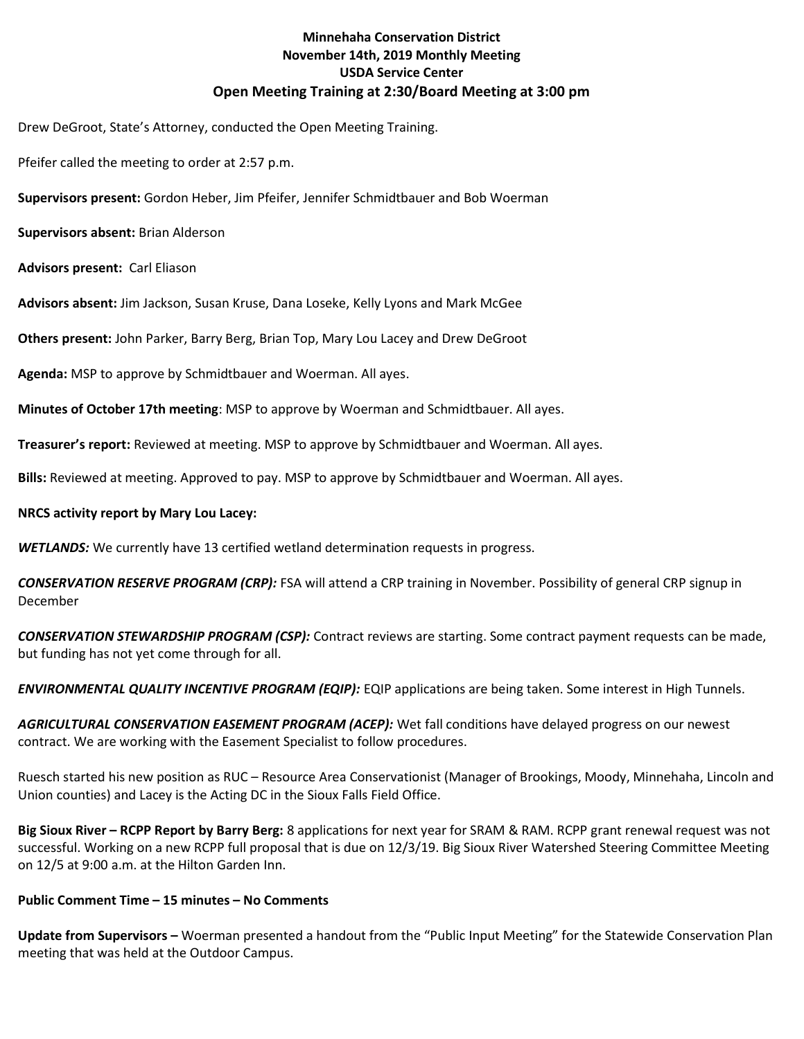**Minnehaha Conservation District**
**November 14th, 2019 Monthly Meeting**
**USDA Service Center**
**Open Meeting Training at 2:30/Board Meeting at 3:00 pm**

Drew DeGroot, State's Attorney, conducted the Open Meeting Training.

Pfeifer called the meeting to order at 2:57 p.m.

**Supervisors present:** Gordon Heber, Jim Pfeifer, Jennifer Schmidtbauer and Bob Woerman

**Supervisors absent:** Brian Alderson

**Advisors present:** Carl Eliason

**Advisors absent:** Jim Jackson, Susan Kruse, Dana Loseke, Kelly Lyons and Mark McGee

**Others present:** John Parker, Barry Berg, Brian Top, Mary Lou Lacey and Drew DeGroot

**Agenda:** MSP to approve by Schmidtbauer and Woerman. All ayes.

**Minutes of October 17th meeting**: MSP to approve by Woerman and Schmidtbauer. All ayes.

**Treasurer's report:** Reviewed at meeting. MSP to approve by Schmidtbauer and Woerman. All ayes.

**Bills:** Reviewed at meeting. Approved to pay. MSP to approve by Schmidtbauer and Woerman. All ayes.

**NRCS activity report by Mary Lou Lacey:**

***WETLANDS:*** We currently have 13 certified wetland determination requests in progress.

***CONSERVATION RESERVE PROGRAM (CRP):*** FSA will attend a CRP training in November. Possibility of general CRP signup in December

***CONSERVATION STEWARDSHIP PROGRAM (CSP):*** Contract reviews are starting. Some contract payment requests can be made, but funding has not yet come through for all.

***ENVIRONMENTAL QUALITY INCENTIVE PROGRAM (EQIP):*** EQIP applications are being taken. Some interest in High Tunnels.

***AGRICULTURAL CONSERVATION EASEMENT PROGRAM (ACEP):*** Wet fall conditions have delayed progress on our newest contract. We are working with the Easement Specialist to follow procedures.

Ruesch started his new position as RUC – Resource Area Conservationist (Manager of Brookings, Moody, Minnehaha, Lincoln and Union counties) and Lacey is the Acting DC in the Sioux Falls Field Office.

**Big Sioux River – RCPP Report by Barry Berg:** 8 applications for next year for SRAM & RAM. RCPP grant renewal request was not successful. Working on a new RCPP full proposal that is due on 12/3/19. Big Sioux River Watershed Steering Committee Meeting on 12/5 at 9:00 a.m. at the Hilton Garden Inn.

**Public Comment Time – 15 minutes – No Comments**

**Update from Supervisors –** Woerman presented a handout from the "Public Input Meeting" for the Statewide Conservation Plan meeting that was held at the Outdoor Campus.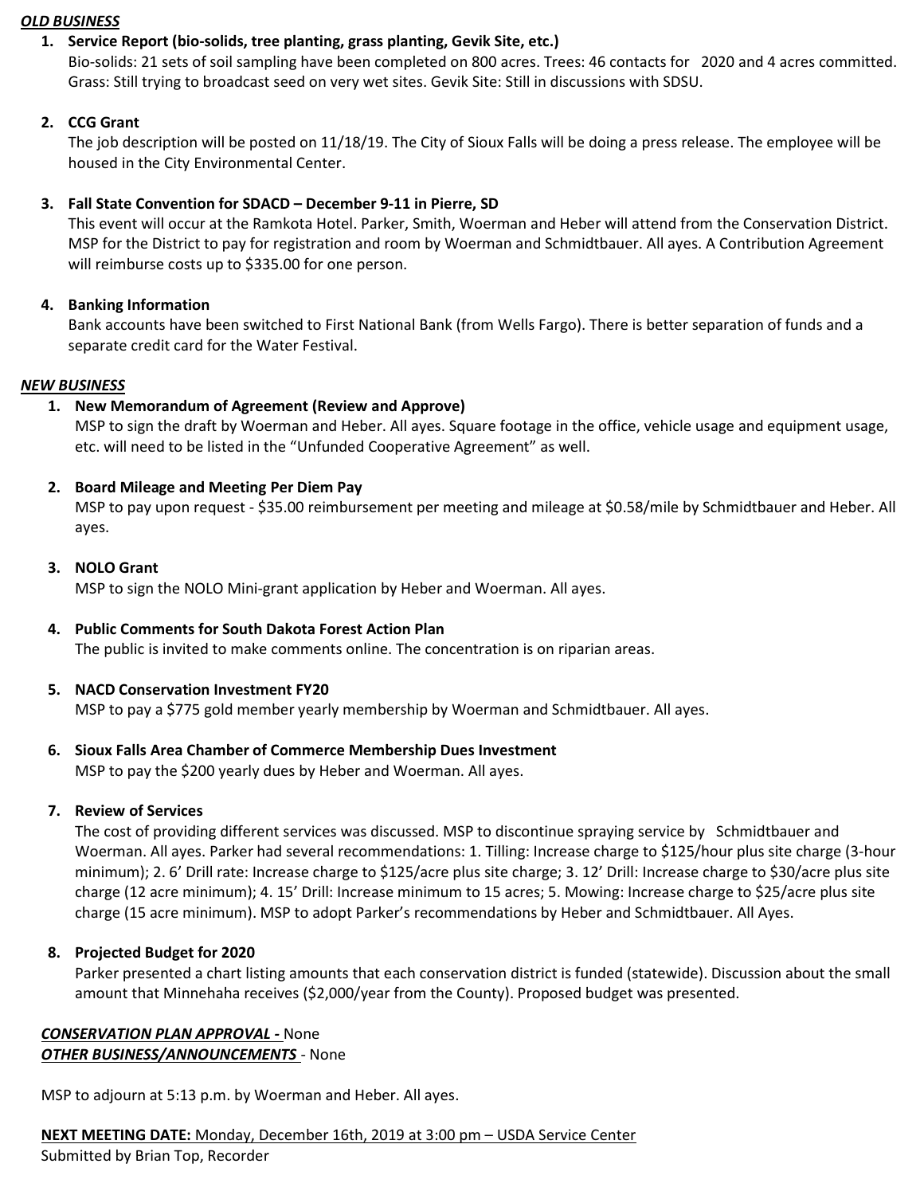***OLD BUSINESS***

1. **Service Report (bio-solids, tree planting, grass planting, Gevik Site, etc.)**
   Bio-solids: 21 sets of soil sampling have been completed on 800 acres. Trees: 46 contacts for 2020 and 4 acres committed. Grass: Still trying to broadcast seed on very wet sites. Gevik Site: Still in discussions with SDSU.

2. **CCG Grant**
   The job description will be posted on 11/18/19. The City of Sioux Falls will be doing a press release. The employee will be housed in the City Environmental Center.

3. **Fall State Convention for SDACD – December 9-11 in Pierre, SD**
   This event will occur at the Ramkota Hotel. Parker, Smith, Woerman and Heber will attend from the Conservation District. MSP for the District to pay for registration and room by Woerman and Schmidtbauer. All ayes. A Contribution Agreement will reimburse costs up to $335.00 for one person.

4. **Banking Information**
   Bank accounts have been switched to First National Bank (from Wells Fargo). There is better separation of funds and a separate credit card for the Water Festival.

***NEW BUSINESS***

1. **New Memorandum of Agreement (Review and Approve)**
   MSP to sign the draft by Woerman and Heber. All ayes. Square footage in the office, vehicle usage and equipment usage, etc. will need to be listed in the "Unfunded Cooperative Agreement" as well.

2. **Board Mileage and Meeting Per Diem Pay**
   MSP to pay upon request - $35.00 reimbursement per meeting and mileage at $0.58/mile by Schmidtbauer and Heber. All ayes.

3. **NOLO Grant**
   MSP to sign the NOLO Mini-grant application by Heber and Woerman. All ayes.

4. **Public Comments for South Dakota Forest Action Plan**
   The public is invited to make comments online. The concentration is on riparian areas.

5. **NACD Conservation Investment FY20**
   MSP to pay a $775 gold member yearly membership by Woerman and Schmidtbauer. All ayes.

6. **Sioux Falls Area Chamber of Commerce Membership Dues Investment**
   MSP to pay the $200 yearly dues by Heber and Woerman. All ayes.

7. **Review of Services**
   The cost of providing different services was discussed. MSP to discontinue spraying service by Schmidtbauer and Woerman. All ayes. Parker had several recommendations: 1. Tilling: Increase charge to $125/hour plus site charge (3-hour minimum); 2. 6' Drill rate: Increase charge to $125/acre plus site charge; 3. 12' Drill: Increase charge to $30/acre plus site charge (12 acre minimum); 4. 15' Drill: Increase minimum to 15 acres; 5. Mowing: Increase charge to $25/acre plus site charge (15 acre minimum). MSP to adopt Parker's recommendations by Heber and Schmidtbauer. All Ayes.

8. **Projected Budget for 2020**
   Parker presented a chart listing amounts that each conservation district is funded (statewide). Discussion about the small amount that Minnehaha receives ($2,000/year from the County). Proposed budget was presented.

***CONSERVATION PLAN APPROVAL -*** None
***OTHER BUSINESS/ANNOUNCEMENTS*** - None

MSP to adjourn at 5:13 p.m. by Woerman and Heber. All ayes.

**NEXT MEETING DATE:** Monday, December 16th, 2019 at 3:00 pm – USDA Service Center
Submitted by Brian Top, Recorder